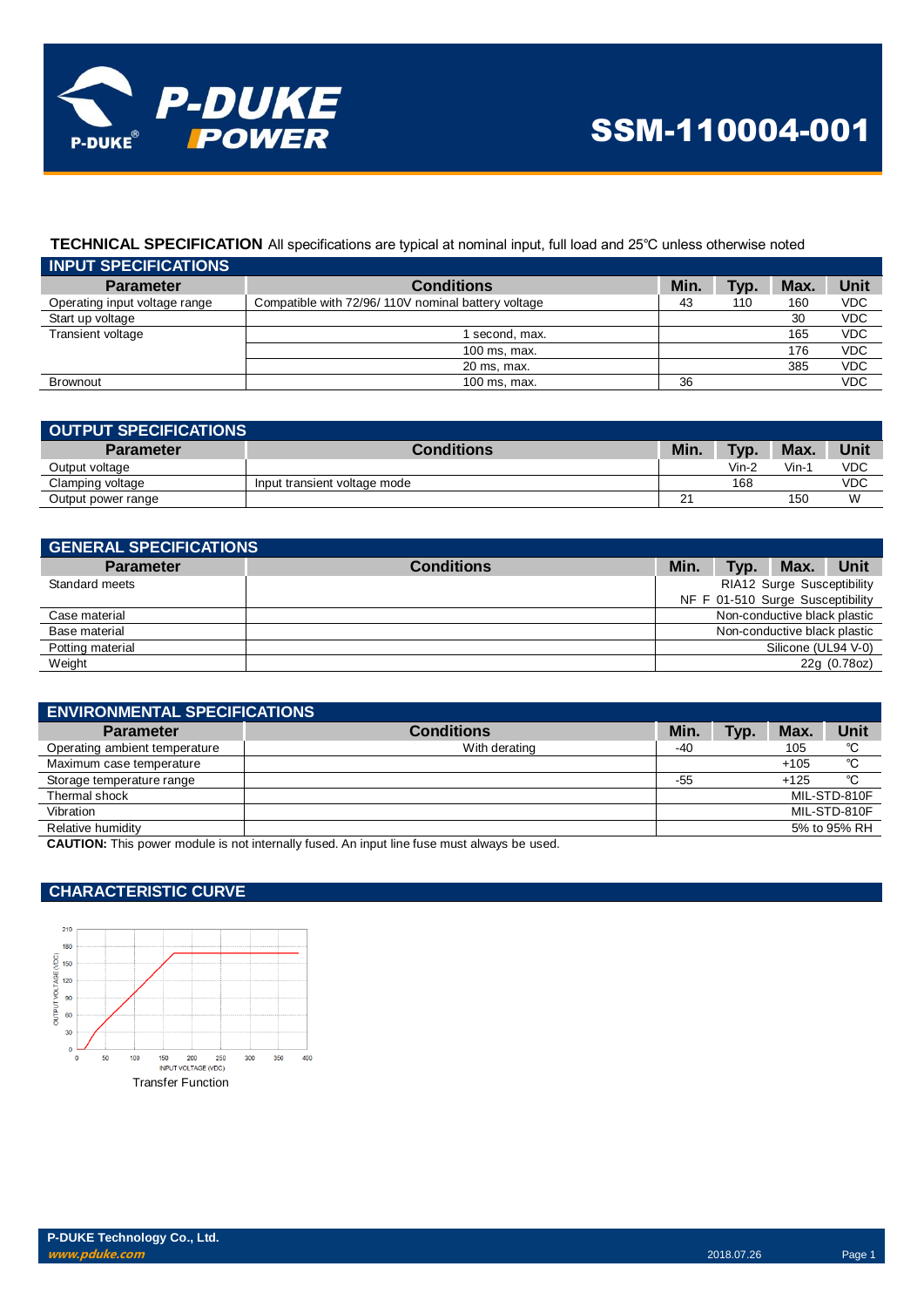# SSM-110004-001

**TECHNICAL SPECIFICATION** All specifications are typical at nominal input, full load and 25℃ unless otherwise noted

## INPUT SPECIFICATIONS

| Parameter | Conditions | Min. | Typ. | Max. | Unit |
|---|---|---|---|---|---|
| Operating input voltage range | Compatible with 72/96/ 110V nominal battery voltage | 43 | 110 | 160 | VDC |
| Start up voltage | | | | 30 | VDC |
| Transient voltage | 1 second, max. | | | 165 | VDC |
| | 100 ms, max. | | | 176 | VDC |
| | 20 ms, max. | | | 385 | VDC |
| Brownout | 100 ms, max. | 36 | | | VDC |

## OUTPUT SPECIFICATIONS

| Parameter | Conditions | Min. | Typ. | Max. | Unit |
|---|---|---|---|---|---|
| Output voltage | | | Vin-2 | Vin-1 | VDC |
| Clamping voltage | Input transient voltage mode | | 168 | | VDC |
| Output power range | | 21 | | 150 | W |

## GENERAL SPECIFICATIONS

| Parameter | Conditions | Min. | Typ. | Max. | Unit |
|---|---|---|---|---|---|
| Standard meets | | RIA12 Surge Susceptibility | | | |
| | | NF F 01-510 Surge Susceptibility | | | |
| Case material | | Non-conductive black plastic | | | |
| Base material | | Non-conductive black plastic | | | |
| Potting material | | Silicone (UL94 V-0) | | | |
| Weight | | 22g (0.78oz) | | | |

## ENVIRONMENTAL SPECIFICATIONS

| Parameter | Conditions | Min. | Typ. | Max. | Unit |
|---|---|---|---|---|---|
| Operating ambient temperature | With derating | -40 | | 105 | ℃ |
| Maximum case temperature | | | | +105 | ℃ |
| Storage temperature range | | -55 | | +125 | ℃ |
| Thermal shock | | MIL-STD-810F | | | |
| Vibration | | MIL-STD-810F | | | |
| Relative humidity | | 5% to 95% RH | | | |

**CAUTION:** This power module is not internally fused. An input line fuse must always be used.

## CHARACTERISTIC CURVE

Transfer Function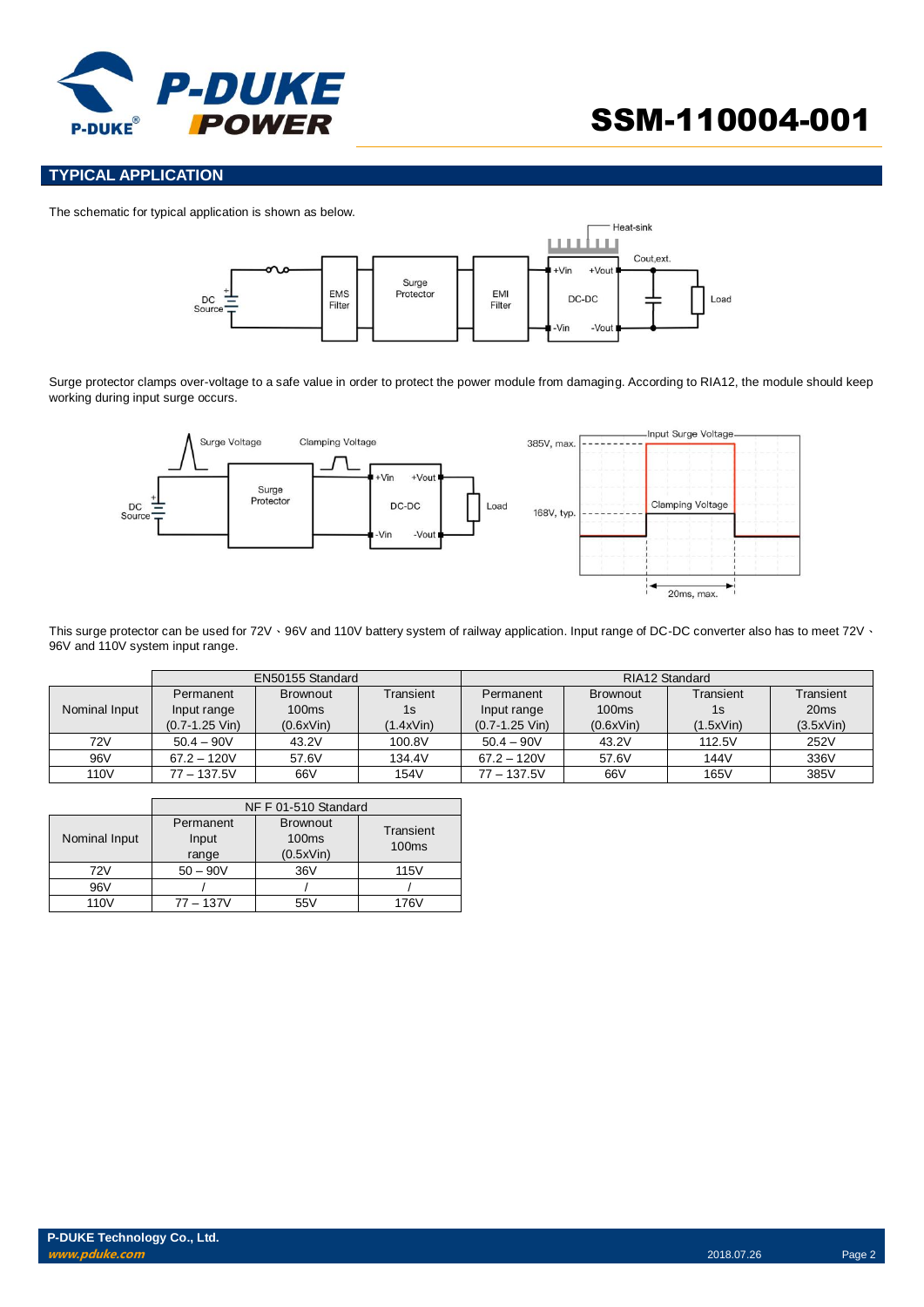## TYPICAL APPLICATION

The schematic for typical application is shown as below.

Surge protector clamps over-voltage to a safe value in order to protect the power module from damaging. According to RIA12, the module should keep working during input surge occurs.

This surge protector can be used for 72V、96V and 110V battery system of railway application. Input range of DC-DC converter also has to meet 72V、96V and 110V system input range.

| Nominal Input | EN50155 Standard | | | RIA12 Standard | | | |
|---|---|---|---|---|---|---|---|
| | Permanent Input range (0.7-1.25 Vin) | Brownout 100ms (0.6xVin) | Transient 1s (1.4xVin) | Permanent Input range (0.7-1.25 Vin) | Brownout 100ms (0.6xVin) | Transient 1s (1.5xVin) | Transient 20ms (3.5xVin) |
| 72V | 50.4 – 90V | 43.2V | 100.8V | 50.4 – 90V | 43.2V | 112.5V | 252V |
| 96V | 67.2 – 120V | 57.6V | 134.4V | 67.2 – 120V | 57.6V | 144V | 336V |
| 110V | 77 – 137.5V | 66V | 154V | 77 – 137.5V | 66V | 165V | 385V |

| Nominal Input | NF F 01-510 Standard | | |
|---|---|---|---|
| | Permanent Input range | Brownout 100ms (0.5xVin) | Transient 100ms |
| 72V | 50 – 90V | 36V | 115V |
| 96V | / | / | / |
| 110V | 77 – 137V | 55V | 176V |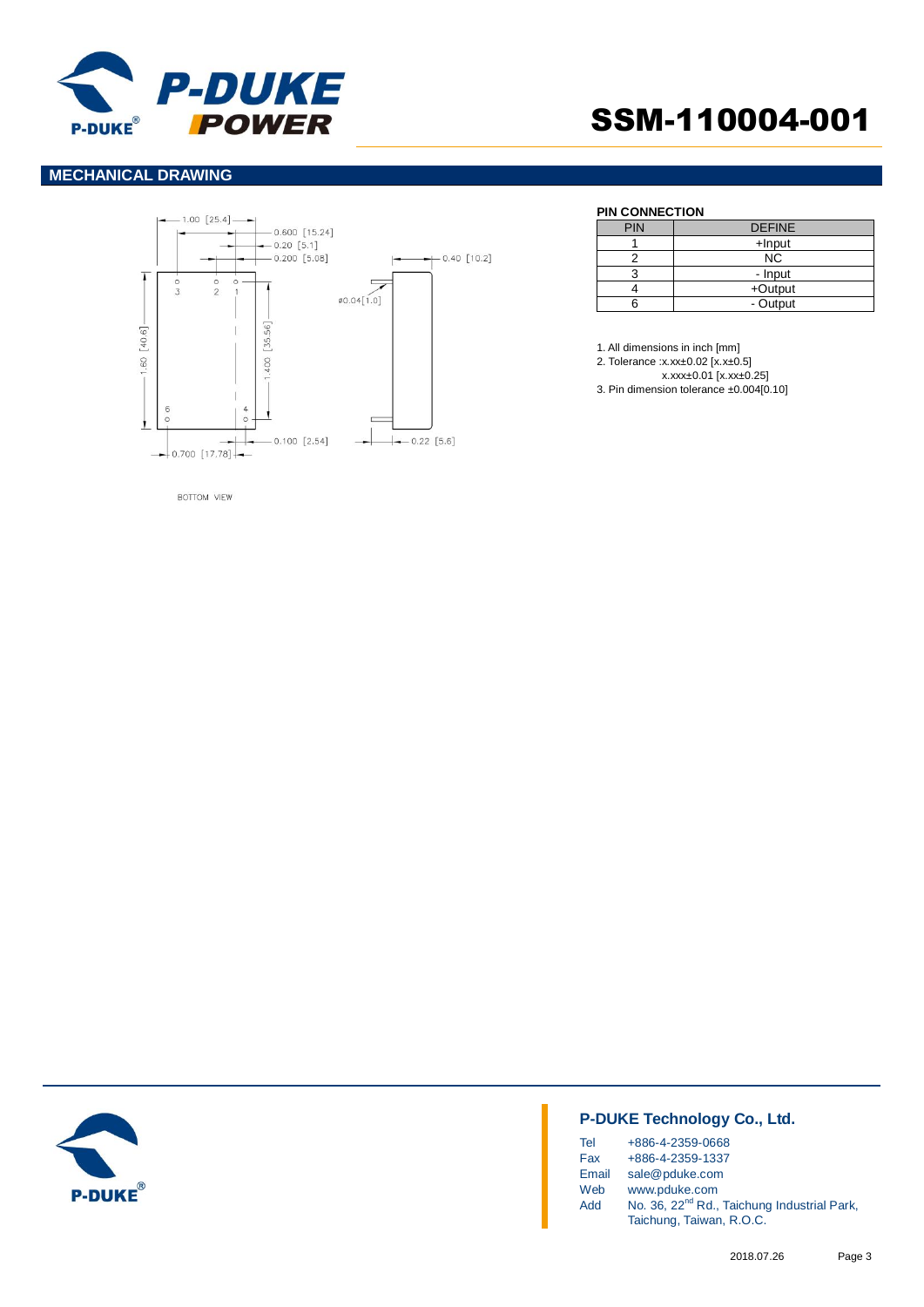## MECHANICAL DRAWING

1.00 [25.4]
0.600 [15.24]
0.20 [5.1]
0.200 [5.08]
0.40 [10.2]
ø0.04[1.0]
1.60 [40.6]
1.400 [35.56]
0.100 [2.54]
0.22 [5.6]
0.700 [17.78]
3 2 1
6 4

BOTTOM VIEW

**PIN CONNECTION**

| PIN | DEFINE |
|---|---|
| 1 | +Input |
| 2 | NC |
| 3 | - Input |
| 4 | +Output |
| 6 | - Output |

1. All dimensions in inch [mm]
2. Tolerance :x.xx±0.02 [x.x±0.5]
   x.xxx±0.01 [x.xx±0.25]
3. Pin dimension tolerance ±0.004[0.10]

### P-DUKE Technology Co., Ltd.

Tel +886-4-2359-0668
Fax +886-4-2359-1337
Email sale@pduke.com
Web www.pduke.com
Add No. 36, 22nd Rd., Taichung Industrial Park, Taichung, Taiwan, R.O.C.

2018.07.26